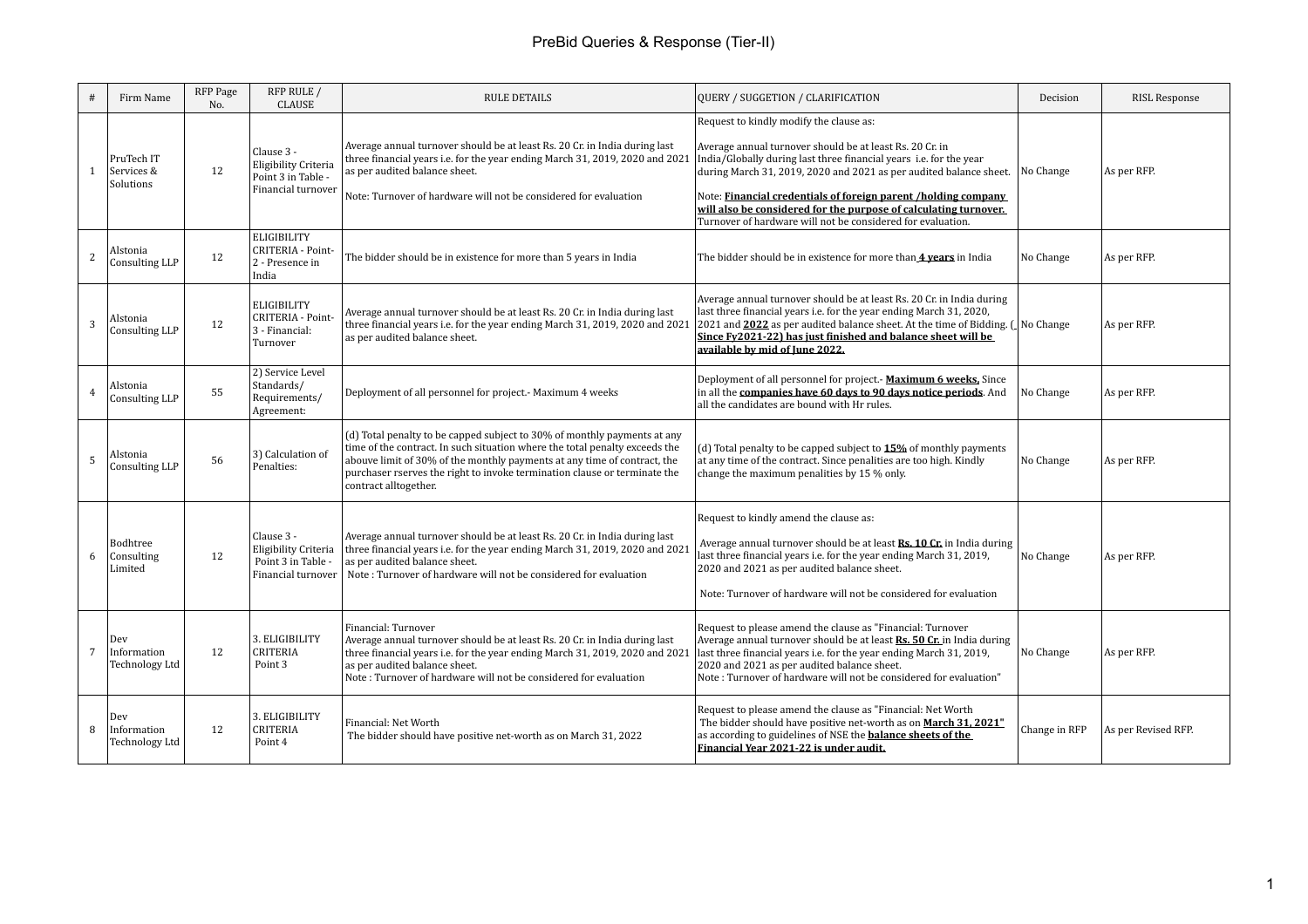# PreBid Queries & Response (Tier-II)

| # | Firm Name | RFP Page No. | RFP RULE / CLAUSE | RULE DETAILS | QUERY / SUGGETION / CLARIFICATION | Decision | RISL Response |
|---|---|---|---|---|---|---|---|
| 1 | PruTech IT Services & Solutions | 12 | Clause 3 - Eligibility Criteria Point 3 in Table - Financial turnover | Average annual turnover should be at least Rs. 20 Cr. in India during last three financial years i.e. for the year ending March 31, 2019, 2020 and 2021 as per audited balance sheet.<br><br>Note: Turnover of hardware will not be considered for evaluation | Request to kindly modify the clause as:<br><br>Average annual turnover should be at least Rs. 20 Cr. in India/Globally during last three financial years i.e. for the year during March 31, 2019, 2020 and 2021 as per audited balance sheet.<br><br>Note: **Financial credentials of foreign parent /holding company will also be considered for the purpose of calculating turnover.** Turnover of hardware will not be considered for evaluation. | No Change | As per RFP. |
| 2 | Alstonia Consulting LLP | 12 | ELIGIBILITY CRITERIA - Point-2 - Presence in India | The bidder should be in existence for more than 5 years in India | The bidder should be in existence for more than **4 years** in India | No Change | As per RFP. |
| 3 | Alstonia Consulting LLP | 12 | ELIGIBILITY CRITERIA - Point-3 - Financial: Turnover | Average annual turnover should be at least Rs. 20 Cr. in India during last three financial years i.e. for the year ending March 31, 2019, 2020 and 2021 as per audited balance sheet. | Average annual turnover should be at least Rs. 20 Cr. in India during last three financial years i.e. for the year ending March 31, 2020, 2021 and **2022** as per audited balance sheet. At the time of Bidding. ( **Since Fy2021-22) has just finished and balance sheet will be available by mid of June 2022.** | No Change | As per RFP. |
| 4 | Alstonia Consulting LLP | 55 | 2) Service Level Standards/ Requirements/ Agreement: | Deployment of all personnel for project.- Maximum 4 weeks | Deployment of all personnel for project.- **Maximum 6 weeks,** Since in all the **companies have 60 days to 90 days notice periods**. And all the candidates are bound with Hr rules. | No Change | As per RFP. |
| 5 | Alstonia Consulting LLP | 56 | 3) Calculation of Penalties: | (d) Total penalty to be capped subject to 30% of monthly payments at any time of the contract. In such situation where the total penalty exceeds the abouve limit of 30% of the monthly payments at any time of contract, the purchaser rserves the right to invoke termination clause or terminate the contract alltogether. | (d) Total penalty to be capped subject to **15%** of monthly payments at any time of the contract. Since penalities are too high. Kindly change the maximum penalities by 15 % only. | No Change | As per RFP. |
| 6 | Bodhtree Consulting Limited | 12 | Clause 3 - Eligibility Criteria Point 3 in Table - Financial turnover | Average annual turnover should be at least Rs. 20 Cr. in India during last three financial years i.e. for the year ending March 31, 2019, 2020 and 2021 as per audited balance sheet.<br>Note : Turnover of hardware will not be considered for evaluation | Request to kindly amend the clause as:<br><br>Average annual turnover should be at least **Rs. 10 Cr.** in India during last three financial years i.e. for the year ending March 31, 2019, 2020 and 2021 as per audited balance sheet.<br><br>Note: Turnover of hardware will not be considered for evaluation | No Change | As per RFP. |
| 7 | Dev Information Technology Ltd | 12 | 3. ELIGIBILITY CRITERIA Point 3 | Financial: Turnover<br>Average annual turnover should be at least Rs. 20 Cr. in India during last three financial years i.e. for the year ending March 31, 2019, 2020 and 2021 as per audited balance sheet.<br>Note : Turnover of hardware will not be considered for evaluation | Request to please amend the clause as "Financial: Turnover<br>Average annual turnover should be at least **Rs. 50 Cr.** in India during last three financial years i.e. for the year ending March 31, 2019, 2020 and 2021 as per audited balance sheet.<br>Note : Turnover of hardware will not be considered for evaluation" | No Change | As per RFP. |
| 8 | Dev Information Technology Ltd | 12 | 3. ELIGIBILITY CRITERIA Point 4 | Financial: Net Worth<br>The bidder should have positive net-worth as on March 31, 2022 | Request to please amend the clause as "Financial: Net Worth<br>The bidder should have positive net-worth as on **March 31, 2021"** as according to guidelines of NSE the **balance sheets of the Financial Year 2021-22 is under audit.** | Change in RFP | As per Revised RFP. |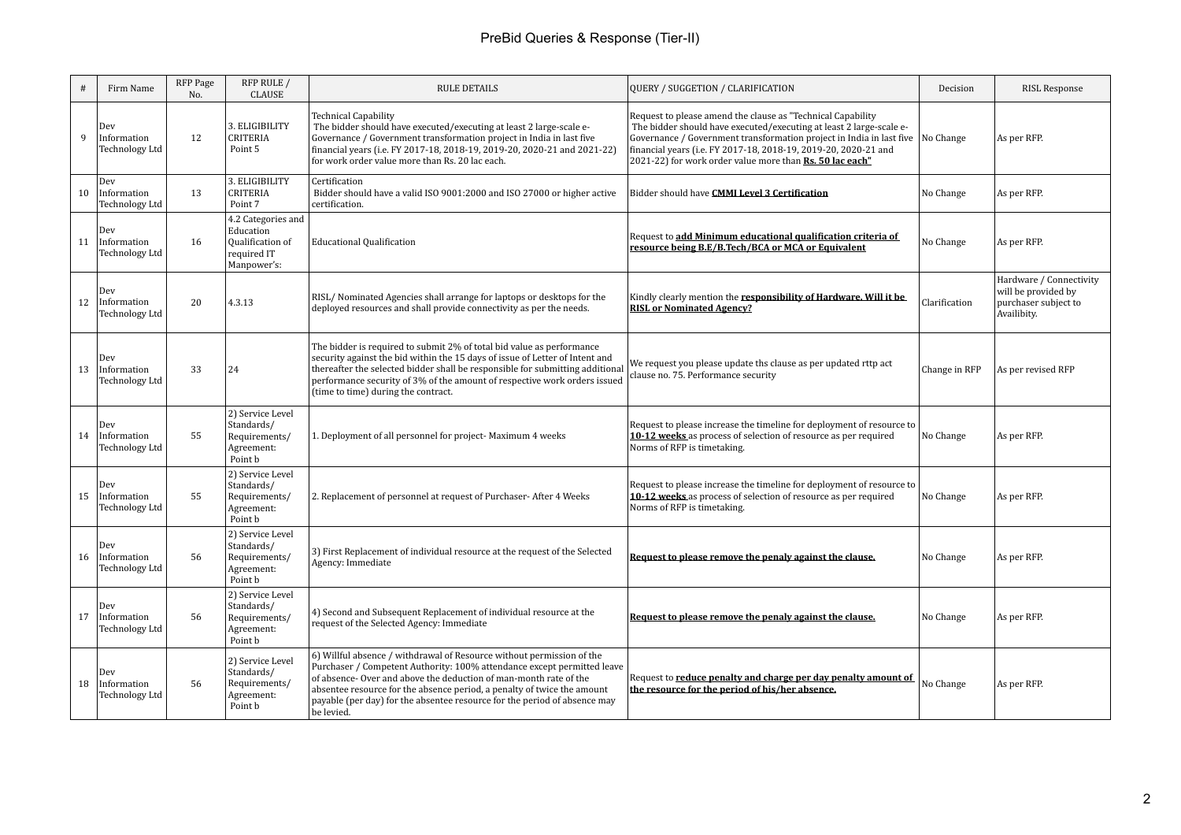# PreBid Queries & Response (Tier-II)

| # | Firm Name | RFP Page No. | RFP RULE / CLAUSE | RULE DETAILS | QUERY / SUGGESTION / CLARIFICATION | Decision | RISL Response |
|---|---|---|---|---|---|---|---|
| 9 | Dev Information Technology Ltd | 12 | 3. ELIGIBILITY CRITERIA Point 5 | Technical Capability The bidder should have executed/executing at least 2 large-scale e-Governance / Government transformation project in India in last five financial years (i.e. FY 2017-18, 2018-19, 2019-20, 2020-21 and 2021-22) for work order value more than Rs. 20 lac each. | Request to please amend the clause as "Technical Capability The bidder should have executed/executing at least 2 large-scale e-Governance / Government transformation project in India in last five financial years (i.e. FY 2017-18, 2018-19, 2019-20, 2020-21 and 2021-22) for work order value more than **Rs. 50 lac each"** | No Change | As per RFP. |
| 10 | Dev Information Technology Ltd | 13 | 3. ELIGIBILITY CRITERIA Point 7 | Certification Bidder should have a valid ISO 9001:2000 and ISO 27000 or higher active certification. | Bidder should have **CMMI Level 3 Certification** | No Change | As per RFP. |
| 11 | Dev Information Technology Ltd | 16 | 4.2 Categories and Education Qualification of required IT Manpower's: | Educational Qualification | Request to **add Minimum educational qualification criteria of resource being B.E/B.Tech/BCA or MCA or Equivalent** | No Change | As per RFP. |
| 12 | Dev Information Technology Ltd | 20 | 4.3.13 | RISL/ Nominated Agencies shall arrange for laptops or desktops for the deployed resources and shall provide connectivity as per the needs. | Kindly clearly mention the **responsibility of Hardware. Will it be RISL or Nominated Agency?** | Clarification | Hardware / Connectivity will be provided by purchaser subject to Availibity. |
| 13 | Dev Information Technology Ltd | 33 | 24 | The bidder is required to submit 2% of total bid value as performance security against the bid within the 15 days of issue of Letter of Intent and thereafter the selected bidder shall be responsible for submitting additional performance security of 3% of the amount of respective work orders issued (time to time) during the contract. | We request you please update ths clause as per updated rttp act clause no. 75. Performance security | Change in RFP | As per revised RFP |
| 14 | Dev Information Technology Ltd | 55 | 2) Service Level Standards/ Requirements/ Agreement: Point b | 1. Deployment of all personnel for project- Maximum 4 weeks | Request to please increase the timeline for deployment of resource to **10-12 weeks** as process of selection of resource as per required Norms of RFP is timetaking. | No Change | As per RFP. |
| 15 | Dev Information Technology Ltd | 55 | 2) Service Level Standards/ Requirements/ Agreement: Point b | 2. Replacement of personnel at request of Purchaser- After 4 Weeks | Request to please increase the timeline for deployment of resource to **10-12 weeks** as process of selection of resource as per required Norms of RFP is timetaking. | No Change | As per RFP. |
| 16 | Dev Information Technology Ltd | 56 | 2) Service Level Standards/ Requirements/ Agreement: Point b | 3) First Replacement of individual resource at the request of the Selected Agency: Immediate | **Request to please remove the penaly against the clause.** | No Change | As per RFP. |
| 17 | Dev Information Technology Ltd | 56 | 2) Service Level Standards/ Requirements/ Agreement: Point b | 4) Second and Subsequent Replacement of individual resource at the request of the Selected Agency: Immediate | **Request to please remove the penaly against the clause.** | No Change | As per RFP. |
| 18 | Dev Information Technology Ltd | 56 | 2) Service Level Standards/ Requirements/ Agreement: Point b | 6) Willful absence / withdrawal of Resource without permission of the Purchaser / Competent Authority: 100% attendance except permitted leave of absence- Over and above the deduction of man-month rate of the absentee resource for the absence period, a penalty of twice the amount payable (per day) for the absentee resource for the period of absence may be levied. | Request to **reduce penalty and charge per day penalty amount of the resource for the period of his/her absence.** | No Change | As per RFP. |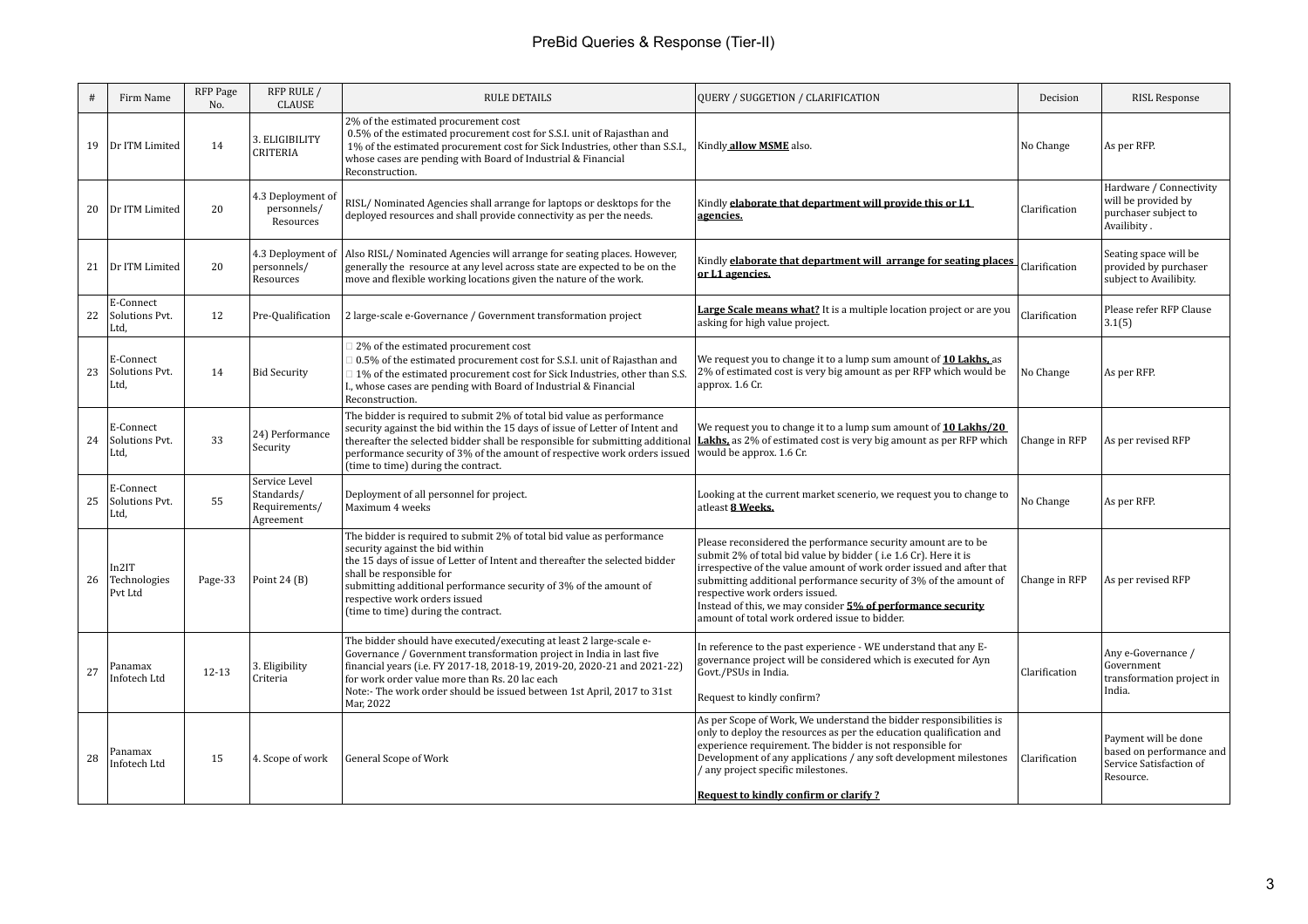# PreBid Queries & Response (Tier-II)

| # | Firm Name | RFP Page No. | RFP RULE / CLAUSE | RULE DETAILS | QUERY / SUGGETION / CLARIFICATION | Decision | RISL Response |
|---|---|---|---|---|---|---|---|
| 19 | Dr ITM Limited | 14 | 3. ELIGIBILITY CRITERIA | 2% of the estimated procurement cost<br>0.5% of the estimated procurement cost for S.S.I. unit of Rajasthan and<br>1% of the estimated procurement cost for Sick Industries, other than S.S.I., whose cases are pending with Board of Industrial & Financial Reconstruction. | Kindly **allow MSME** also. | No Change | As per RFP. |
| 20 | Dr ITM Limited | 20 | 4.3 Deployment of personnels/ Resources | RISL/ Nominated Agencies shall arrange for laptops or desktops for the deployed resources and shall provide connectivity as per the needs. | Kindly **elaborate that department will provide this or L1 agencies.** | Clarification | Hardware / Connectivity will be provided by purchaser subject to Availibity . |
| 21 | Dr ITM Limited | 20 | 4.3 Deployment of personnels/ Resources | Also RISL/ Nominated Agencies will arrange for seating places. However, generally the resource at any level across state are expected to be on the move and flexible working locations given the nature of the work. | Kindly **elaborate that department will arrange for seating places or L1 agencies.** | Clarification | Seating space will be provided by purchaser subject to Availibity. |
| 22 | E-Connect Solutions Pvt. Ltd, | 12 | Pre-Qualification | 2 large-scale e-Governance / Government transformation project | **Large Scale means what?** It is a multiple location project or are you asking for high value project. | Clarification | Please refer RFP Clause 3.1(5) |
| 23 | E-Connect Solutions Pvt. Ltd, | 14 | Bid Security | □ 2% of the estimated procurement cost<br>□ 0.5% of the estimated procurement cost for S.S.I. unit of Rajasthan and<br>□ 1% of the estimated procurement cost for Sick Industries, other than S.S. I., whose cases are pending with Board of Industrial & Financial Reconstruction. | We request you to change it to a lump sum amount of **10 Lakhs,** as 2% of estimated cost is very big amount as per RFP which would be approx. 1.6 Cr. | No Change | As per RFP. |
| 24 | E-Connect Solutions Pvt. Ltd, | 33 | 24) Performance Security | The bidder is required to submit 2% of total bid value as performance security against the bid within the 15 days of issue of Letter of Intent and thereafter the selected bidder shall be responsible for submitting additional performance security of 3% of the amount of respective work orders issued (time to time) during the contract. | We request you to change it to a lump sum amount of **10 Lakhs/20 Lakhs,** as 2% of estimated cost is very big amount as per RFP which would be approx. 1.6 Cr. | Change in RFP | As per revised RFP |
| 25 | E-Connect Solutions Pvt. Ltd, | 55 | Service Level Standards/ Requirements/ Agreement | Deployment of all personnel for project.<br>Maximum 4 weeks | Looking at the current market scenerio, we request you to change to atleast **8 Weeks.** | No Change | As per RFP. |
| 26 | In2IT Technologies Pvt Ltd | Page-33 | Point 24 (B) | The bidder is required to submit 2% of total bid value as performance security against the bid within<br>the 15 days of issue of Letter of Intent and thereafter the selected bidder shall be responsible for<br>submitting additional performance security of 3% of the amount of respective work orders issued<br>(time to time) during the contract. | Please reconsidered the performance security amount are to be submit 2% of total bid value by bidder ( i.e 1.6 Cr). Here it is irrespective of the value amount of work order issued and after that submitting additional performance security of 3% of the amount of respective work orders issued.<br>Instead of this, we may consider **5% of performance security** amount of total work ordered issue to bidder. | Change in RFP | As per revised RFP |
| 27 | Panamax Infotech Ltd | 12-13 | 3. Eligibility Criteria | The bidder should have executed/executing at least 2 large-scale e-Governance / Government transformation project in India in last five financial years (i.e. FY 2017-18, 2018-19, 2019-20, 2020-21 and 2021-22) for work order value more than Rs. 20 lac each<br>Note:- The work order should be issued between 1st April, 2017 to 31st Mar, 2022 | In reference to the past experience - WE understand that any E-governance project will be considered which is executed for Ayn Govt./PSUs in India.<br><br>Request to kindly confirm? | Clarification | Any e-Governance / Government transformation project in India. |
| 28 | Panamax Infotech Ltd | 15 | 4. Scope of work | General Scope of Work | As per Scope of Work, We understand the bidder responsibilities is only to deploy the resources as per the education qualification and experience requirement. The bidder is not responsible for Development of any applications / any soft development milestones / any project specific milestones.<br><br>**Request to kindly confirm or clarify ?** | Clarification | Payment will be done based on performance and Service Satisfaction of Resource. |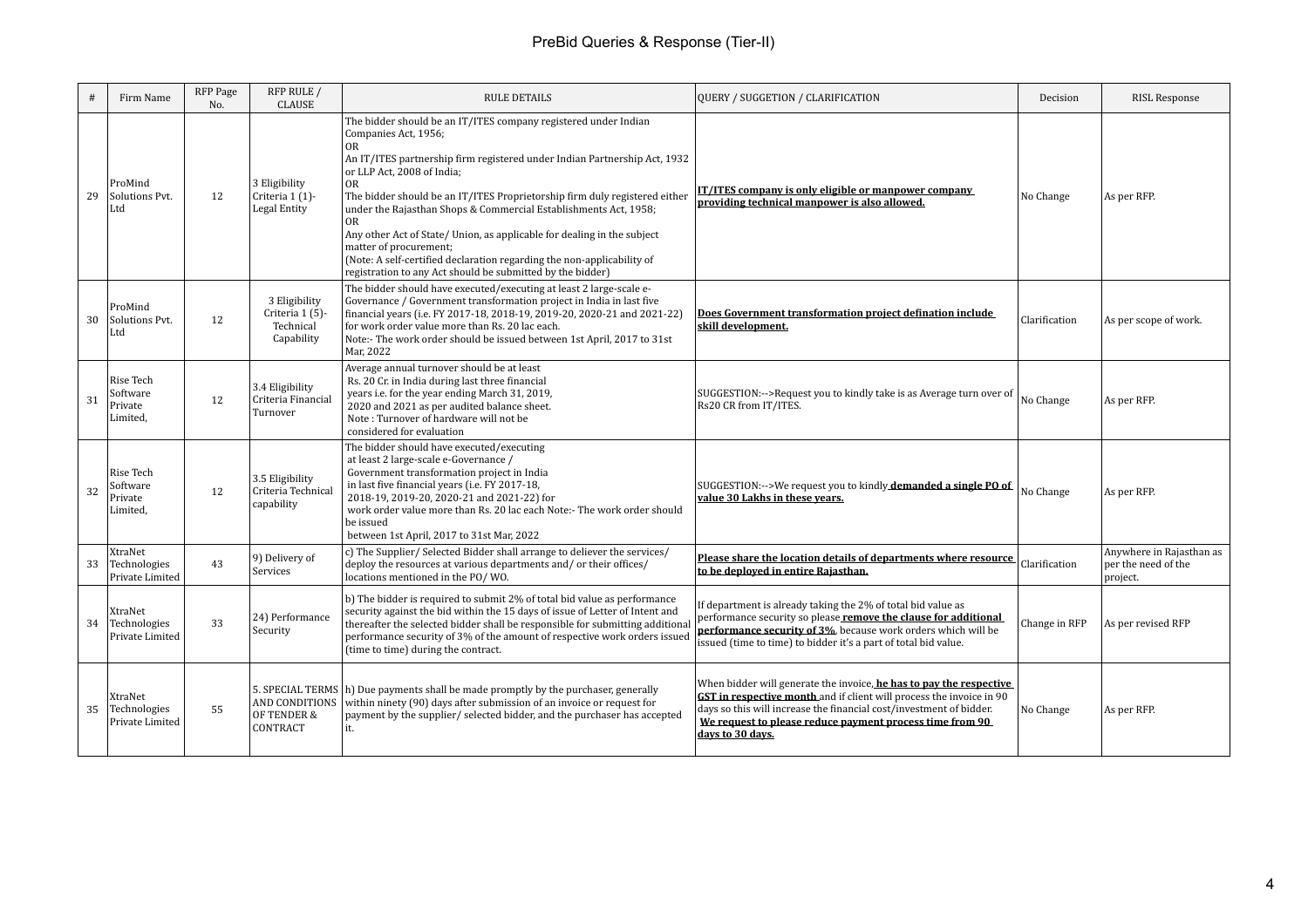# PreBid Queries & Response (Tier-II)

| # | Firm Name | RFP Page No. | RFP RULE / CLAUSE | RULE DETAILS | QUERY / SUGGETION / CLARIFICATION | Decision | RISL Response |
|---|---|---|---|---|---|---|---|
| 29 | ProMind Solutions Pvt. Ltd | 12 | 3 Eligibility Criteria 1 (1)- Legal Entity | The bidder should be an IT/ITES company registered under Indian Companies Act, 1956;<br>OR<br>An IT/ITES partnership firm registered under Indian Partnership Act, 1932 or LLP Act, 2008 of India;<br>OR<br>The bidder should be an IT/ITES Proprietorship firm duly registered either under the Rajasthan Shops & Commercial Establishments Act, 1958;<br>OR<br>Any other Act of State/ Union, as applicable for dealing in the subject matter of procurement;<br>(Note: A self-certified declaration regarding the non-applicability of registration to any Act should be submitted by the bidder) | **IT/ITES company is only eligible or manpower company providing technical manpower is also allowed.** | No Change | As per RFP. |
| 30 | ProMind Solutions Pvt. Ltd | 12 | 3 Eligibility Criteria 1 (5)- Technical Capability | The bidder should have executed/executing at least 2 large-scale e-Governance / Government transformation project in India in last five financial years (i.e. FY 2017-18, 2018-19, 2019-20, 2020-21 and 2021-22) for work order value more than Rs. 20 lac each.<br>Note:- The work order should be issued between 1st April, 2017 to 31st Mar, 2022 | **Does Government transformation project defination include skill development.** | Clarification | As per scope of work. |
| 31 | Rise Tech Software Private Limited, | 12 | 3.4 Eligibility Criteria Financial Turnover | Average annual turnover should be at least Rs. 20 Cr. in India during last three financial years i.e. for the year ending March 31, 2019, 2020 and 2021 as per audited balance sheet.<br>Note : Turnover of hardware will not be considered for evaluation | SUGGESTION:-->Request you to kindly take is as Average turn over of Rs20 CR from IT/ITES. | No Change | As per RFP. |
| 32 | Rise Tech Software Private Limited, | 12 | 3.5 Eligibility Criteria Technical capability | The bidder should have executed/executing at least 2 large-scale e-Governance / Government transformation project in India in last five financial years (i.e. FY 2017-18, 2018-19, 2019-20, 2020-21 and 2021-22) for work order value more than Rs. 20 lac each Note:- The work order should be issued between 1st April, 2017 to 31st Mar, 2022 | SUGGESTION:-->We request you to kindly **demanded a single PO of value 30 Lakhs in these years.** | No Change | As per RFP. |
| 33 | XtraNet Technologies Private Limited | 43 | 9) Delivery of Services | c) The Supplier/ Selected Bidder shall arrange to deliever the services/ deploy the resources at various departments and/ or their offices/ locations mentioned in the PO/ WO. | **Please share the location details of departments where resource to be deployed in entire Rajasthan.** | Clarification | Anywhere in Rajasthan as per the need of the project. |
| 34 | XtraNet Technologies Private Limited | 33 | 24) Performance Security | b) The bidder is required to submit 2% of total bid value as performance security against the bid within the 15 days of issue of Letter of Intent and thereafter the selected bidder shall be responsible for submitting additional performance security of 3% of the amount of respective work orders issued (time to time) during the contract. | If department is already taking the 2% of total bid value as performance security so please **remove the clause for additional performance security of 3%**, because work orders which will be issued (time to time) to bidder it's a part of total bid value. | Change in RFP | As per revised RFP |
| 35 | XtraNet Technologies Private Limited | 55 | 5. SPECIAL TERMS AND CONDITIONS OF TENDER & CONTRACT | h) Due payments shall be made promptly by the purchaser, generally within ninety (90) days after submission of an invoice or request for payment by the supplier/ selected bidder, and the purchaser has accepted it. | When bidder will generate the invoice, **he has to pay the respective GST in respective month** and if client will process the invoice in 90 days so this will increase the financial cost/investment of bidder. **We request to please reduce payment process time from 90 days to 30 days.** | No Change | As per RFP. |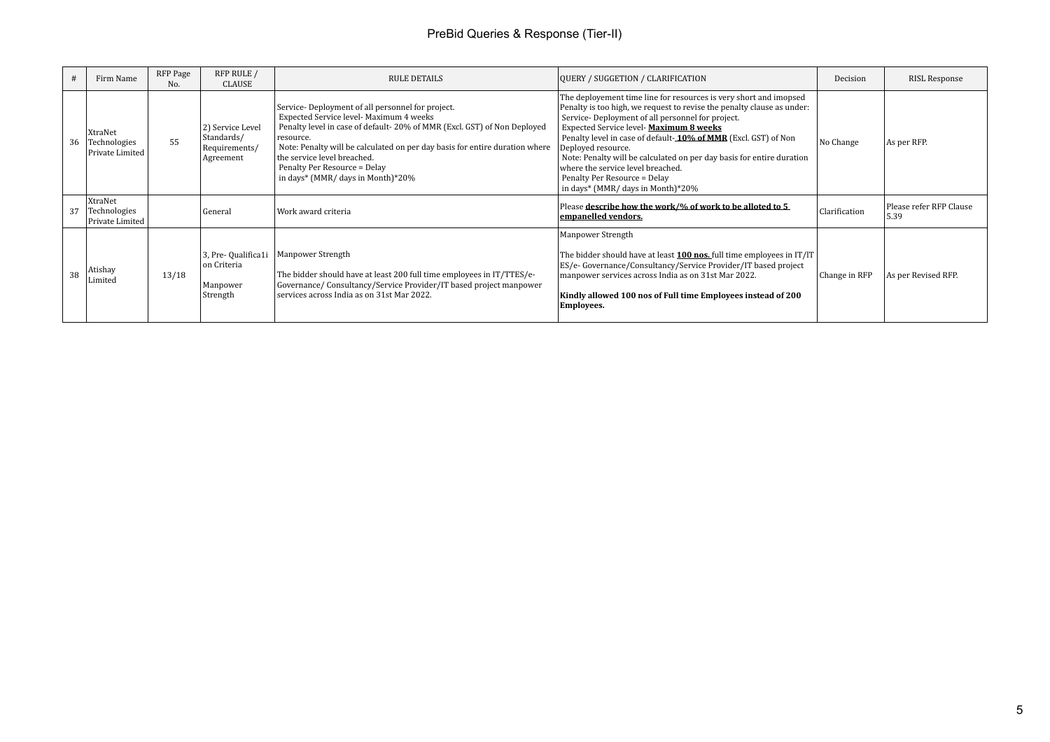# PreBid Queries & Response (Tier-II)

| # | Firm Name | RFP Page No. | RFP RULE / CLAUSE | RULE DETAILS | QUERY / SUGGETION / CLARIFICATION | Decision | RISL Response |
|---|---|---|---|---|---|---|---|
| 36 | XtraNet Technologies Private Limited | 55 | 2) Service Level Standards/ Requirements/ Agreement | Service- Deployment of all personnel for project.<br>Expected Service level- Maximum 4 weeks<br>Penalty level in case of default- 20% of MMR (Excl. GST) of Non Deployed resource.<br>Note: Penalty will be calculated on per day basis for entire duration where the service level breached.<br>Penalty Per Resource = Delay in days* (MMR/ days in Month)*20% | The deployement time line for resources is very short and imopsed Penalty is too high, we request to revise the penalty clause as under:<br>Service- Deployment of all personnel for project.<br>Expected Service level- **Maximum 8 weeks**<br>Penalty level in case of default- **10% of MMR** (Excl. GST) of Non Deployed resource.<br>Note: Penalty will be calculated on per day basis for entire duration where the service level breached.<br>Penalty Per Resource = Delay in days* (MMR/ days in Month)*20% | No Change | As per RFP. |
| 37 | XtraNet Technologies Private Limited | | General | Work award criteria | Please **describe how the work/% of work to be alloted to 5 empanelled vendors.** | Clarification | Please refer RFP Clause 5.39 |
| 38 | Atishay Limited | 13/18 | 3, Pre- Qualifica1ion Criteria<br><br>Manpower Strength | Manpower Strength<br><br>The bidder should have at least 200 full time employees in IT/TTES/e-Governance/ Consultancy/Service Provider/IT based project manpower services across India as on 31st Mar 2022. | Manpower Strength<br><br>The bidder should have at least **100 nos.** full time employees in IT/IT ES/e- Governance/Consultancy/Service Provider/IT based project manpower services across India as on 31st Mar 2022.<br><br>**Kindly allowed 100 nos of Full time Employees instead of 200 Employees.** | Change in RFP | As per Revised RFP. |